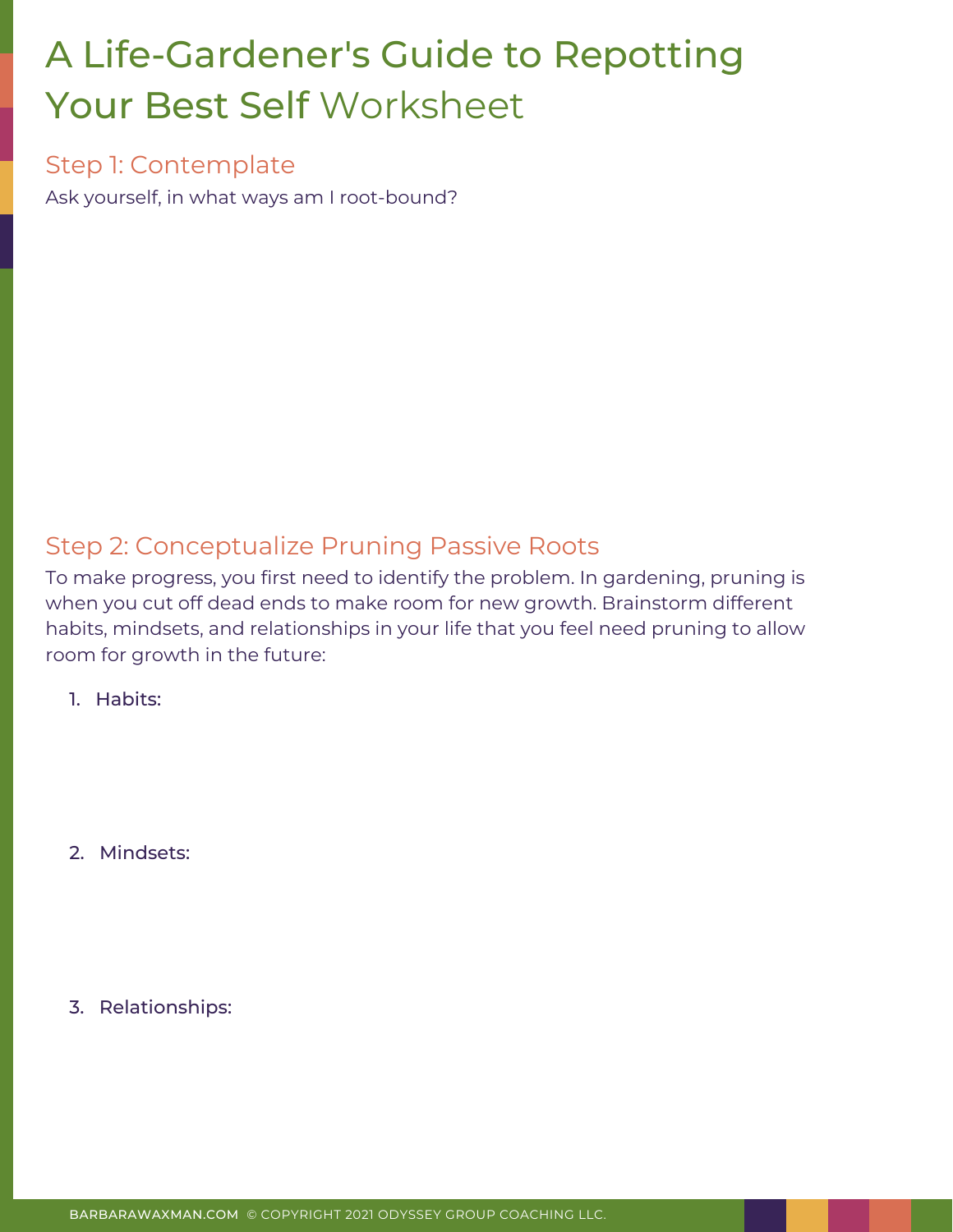# A Life-Gardener's Guide to Repotting Your Best Self Worksheet

## Step 1: Contemplate

Ask yourself, in what ways am I root-bound?

## Step 2: Conceptualize Pruning Passive Roots

To make progress, you first need to identify the problem. In gardening, pruning is when you cut off dead ends to make room for new growth. Brainstorm different habits, mindsets, and relationships in your life that you feel need pruning to allow room for growth in the future:

1. Habits:

2. Mindsets:

3. Relationships: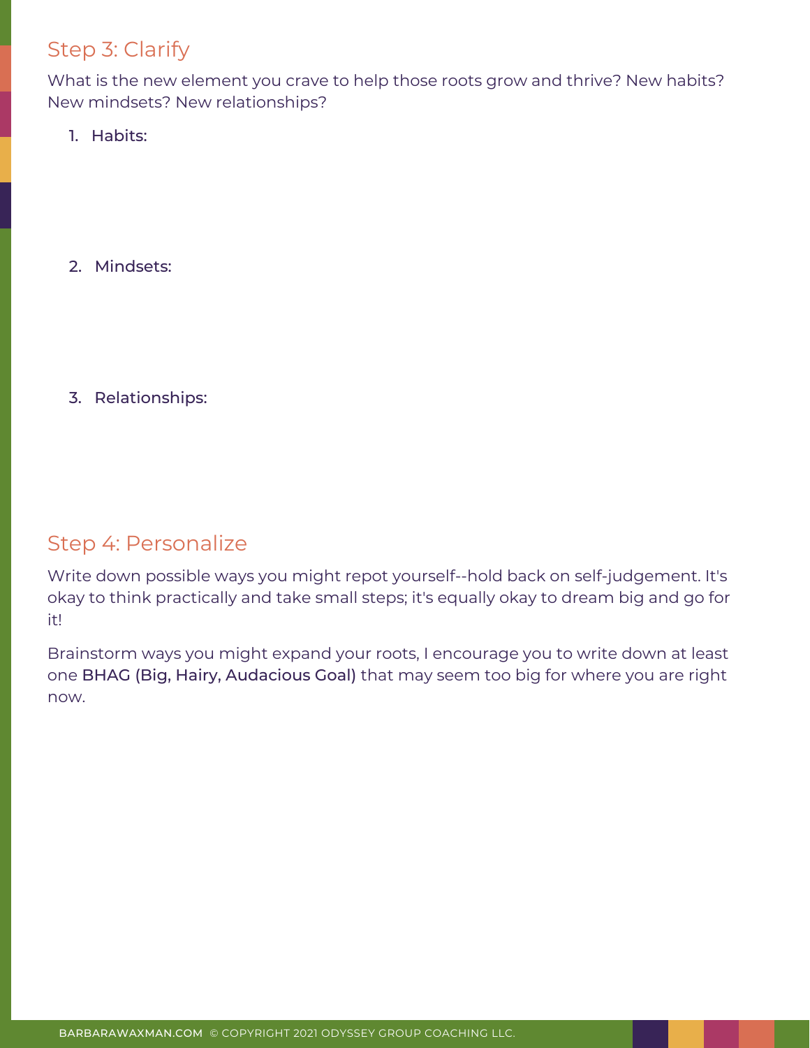## Step 3: Clarify

What is the new element you crave to help those roots grow and thrive? New habits? New mindsets? New relationships?

1. Habits:

2. Mindsets:

3. Relationships:

## Step 4: Personalize

Write down possible ways you might repot yourself--hold back on self-judgement. It's okay to think practically and take small steps; it's equally okay to dream big and go for it!

Brainstorm ways you might expand your roots, I encourage you to write down at least one BHAG (Big, Hairy, Audacious Goal) that may seem too big for where you are right now.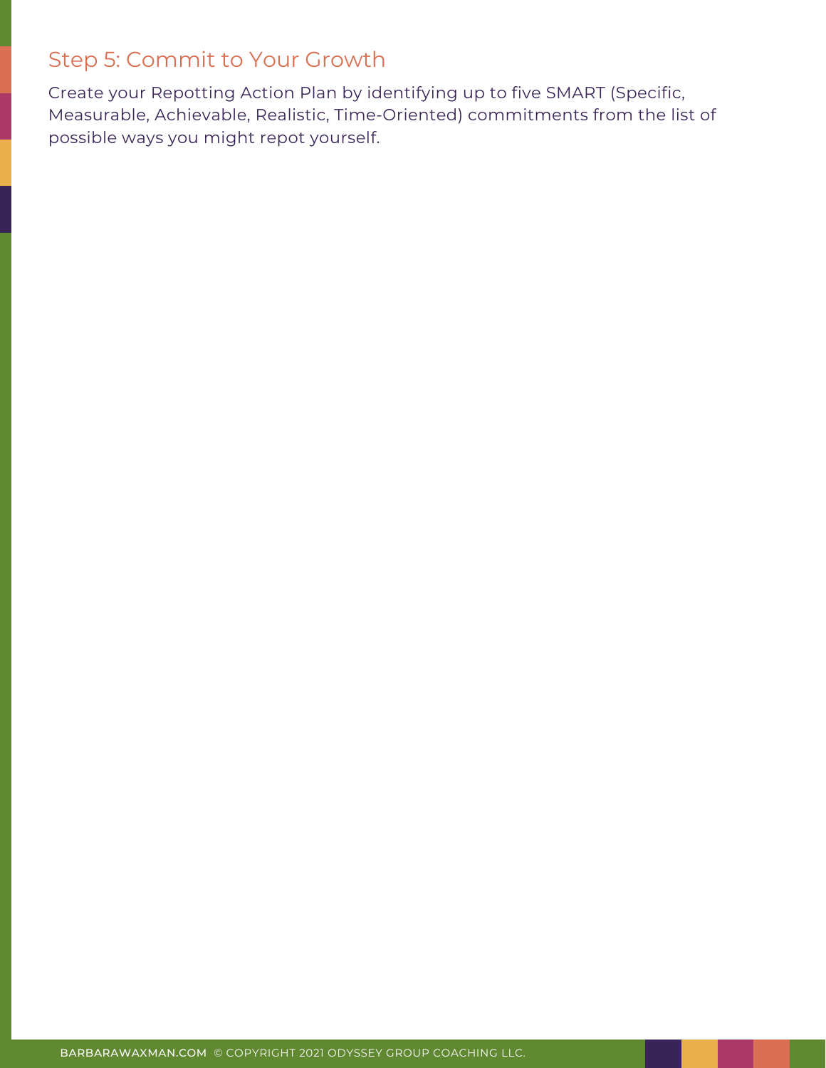## Step 5: Commit to Your Growth

Create your Repotting Action Plan by identifying up to five SMART (Specific, Measurable, Achievable, Realistic, Time-Oriented) commitments from the list of possible ways you might repot yourself.